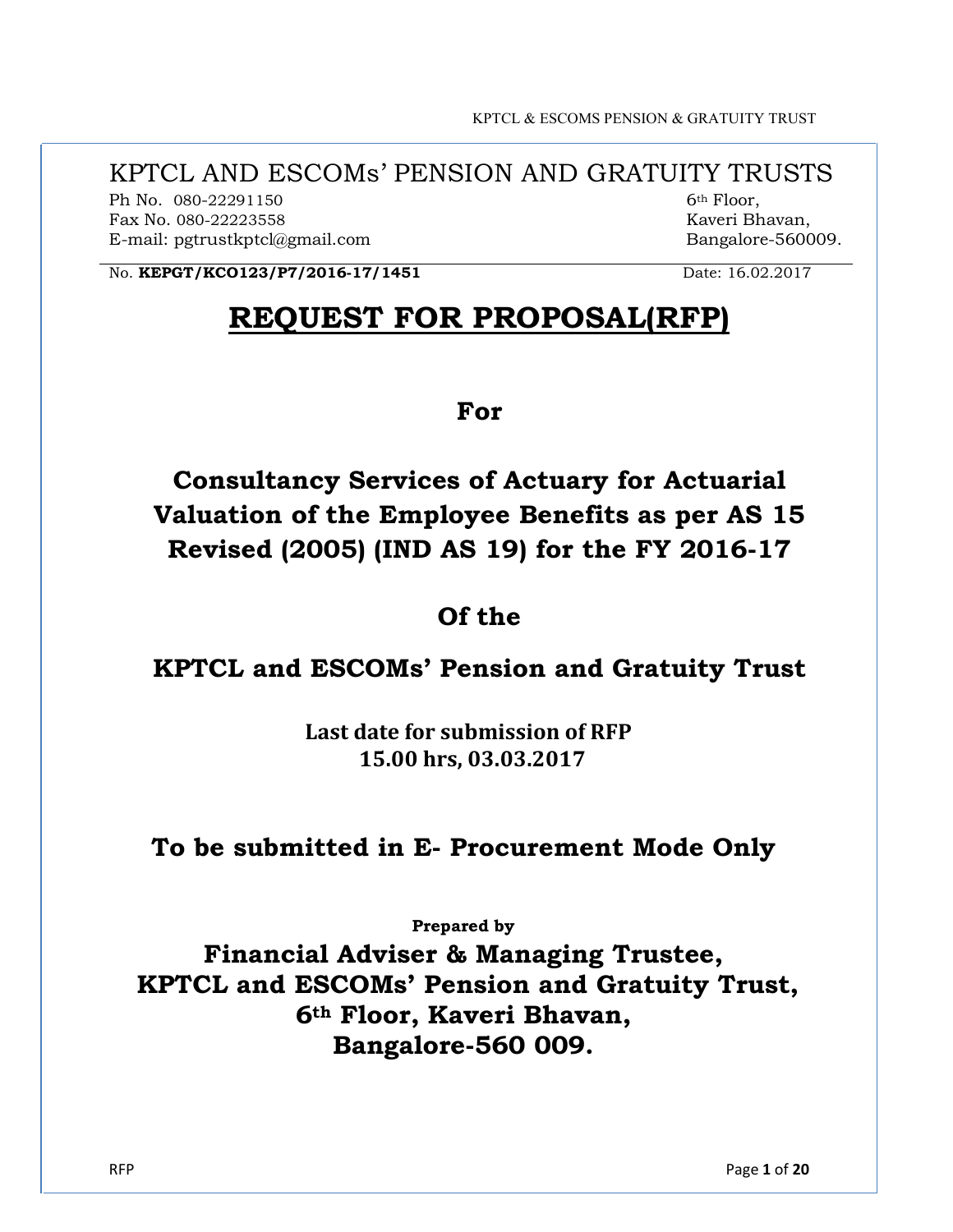KPTCL AND ESCOMs' PENSION AND GRATUITY TRUSTS

Ph No. 080-22291150
Fax No. 080-22223558
E-mail: pgtrustkptcl@gmail.com

6th Floor,
Kaveri Bhavan,
Bangalore-560009.

No. **KEPGT/KCO123/P7/2016-17/1451** Date: 16.02.2017

# REQUEST FOR PROPOSAL(RFP)

**For**

## Consultancy Services of Actuary for Actuarial Valuation of the Employee Benefits as per AS 15 Revised (2005) (IND AS 19) for the FY 2016-17

**Of the**

## KPTCL and ESCOMs' Pension and Gratuity Trust

**Last date for submission of RFP**
**15.00 hrs, 03.03.2017**

**To be submitted in E- Procurement Mode Only**

**Prepared by**

**Financial Adviser & Managing Trustee,**
**KPTCL and ESCOMs' Pension and Gratuity Trust,**
**6th Floor, Kaveri Bhavan,**
**Bangalore-560 009.**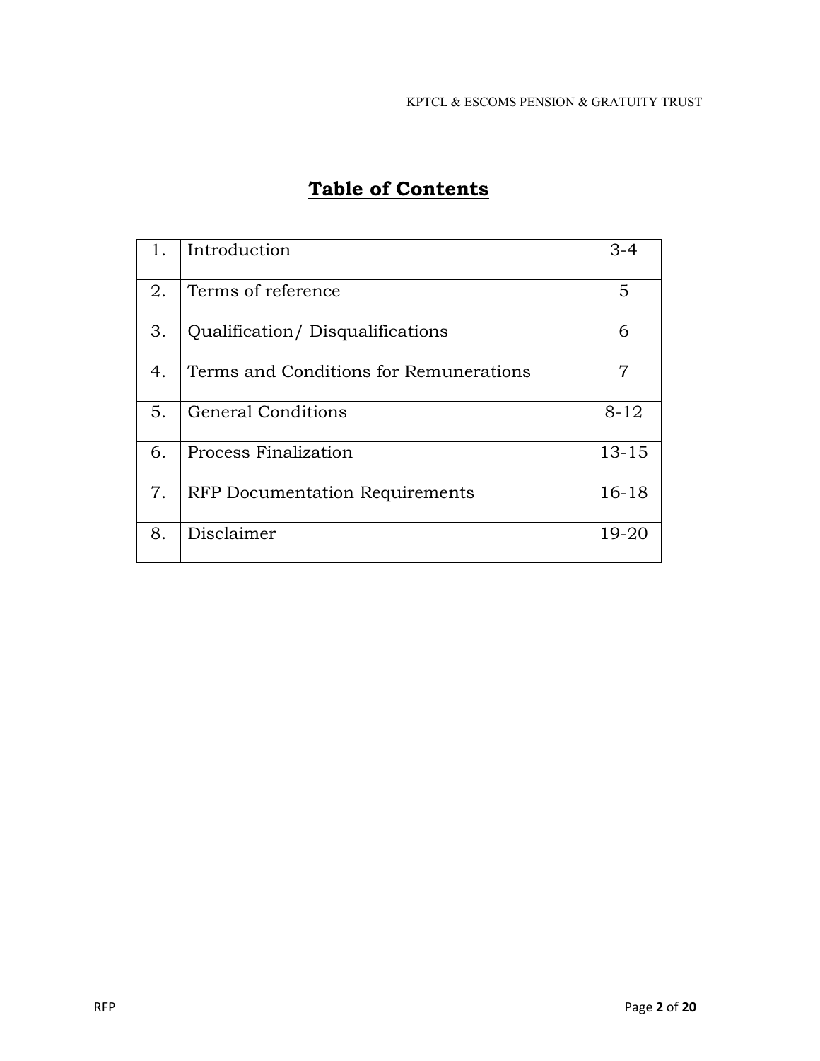# Table of Contents

| | | |
|---|---|---|
| 1. | Introduction | 3-4 |
| 2. | Terms of reference | 5 |
| 3. | Qualification/ Disqualifications | 6 |
| 4. | Terms and Conditions for Remunerations | 7 |
| 5. | General Conditions | 8-12 |
| 6. | Process Finalization | 13-15 |
| 7. | RFP Documentation Requirements | 16-18 |
| 8. | Disclaimer | 19-20 |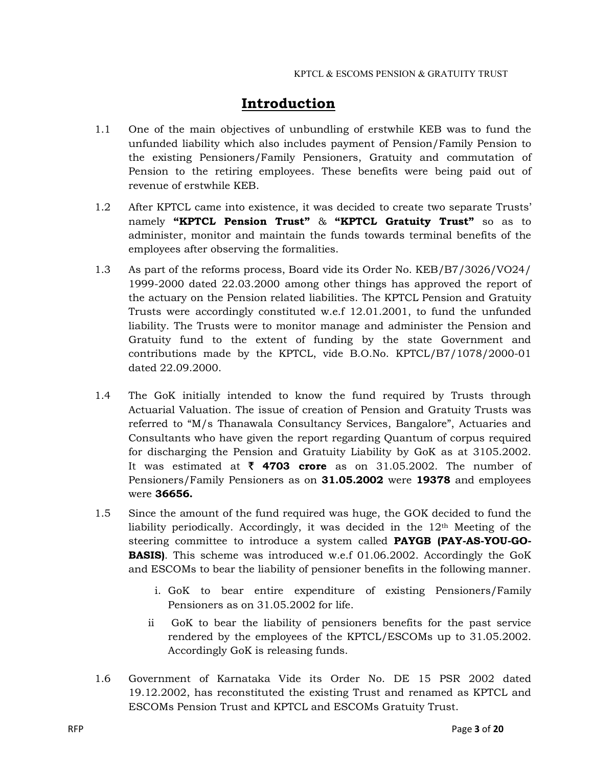# Introduction

1.1 One of the main objectives of unbundling of erstwhile KEB was to fund the unfunded liability which also includes payment of Pension/Family Pension to the existing Pensioners/Family Pensioners, Gratuity and commutation of Pension to the retiring employees. These benefits were being paid out of revenue of erstwhile KEB.

1.2 After KPTCL came into existence, it was decided to create two separate Trusts' namely **"KPTCL Pension Trust"** & **"KPTCL Gratuity Trust"** so as to administer, monitor and maintain the funds towards terminal benefits of the employees after observing the formalities.

1.3 As part of the reforms process, Board vide its Order No. KEB/B7/3026/VO24/ 1999-2000 dated 22.03.2000 among other things has approved the report of the actuary on the Pension related liabilities. The KPTCL Pension and Gratuity Trusts were accordingly constituted w.e.f 12.01.2001, to fund the unfunded liability. The Trusts were to monitor manage and administer the Pension and Gratuity fund to the extent of funding by the state Government and contributions made by the KPTCL, vide B.O.No. KPTCL/B7/1078/2000-01 dated 22.09.2000.

1.4 The GoK initially intended to know the fund required by Trusts through Actuarial Valuation. The issue of creation of Pension and Gratuity Trusts was referred to "M/s Thanawala Consultancy Services, Bangalore", Actuaries and Consultants who have given the report regarding Quantum of corpus required for discharging the Pension and Gratuity Liability by GoK as at 3105.2002. It was estimated at **₹ 4703 crore** as on 31.05.2002. The number of Pensioners/Family Pensioners as on **31.05.2002** were **19378** and employees were **36656.**

1.5 Since the amount of the fund required was huge, the GOK decided to fund the liability periodically. Accordingly, it was decided in the 12th Meeting of the steering committee to introduce a system called **PAYGB (PAY-AS-YOU-GO-BASIS)**. This scheme was introduced w.e.f 01.06.2002. Accordingly the GoK and ESCOMs to bear the liability of pensioner benefits in the following manner.

i. GoK to bear entire expenditure of existing Pensioners/Family Pensioners as on 31.05.2002 for life.

ii GoK to bear the liability of pensioners benefits for the past service rendered by the employees of the KPTCL/ESCOMs up to 31.05.2002. Accordingly GoK is releasing funds.

1.6 Government of Karnataka Vide its Order No. DE 15 PSR 2002 dated 19.12.2002, has reconstituted the existing Trust and renamed as KPTCL and ESCOMs Pension Trust and KPTCL and ESCOMs Gratuity Trust.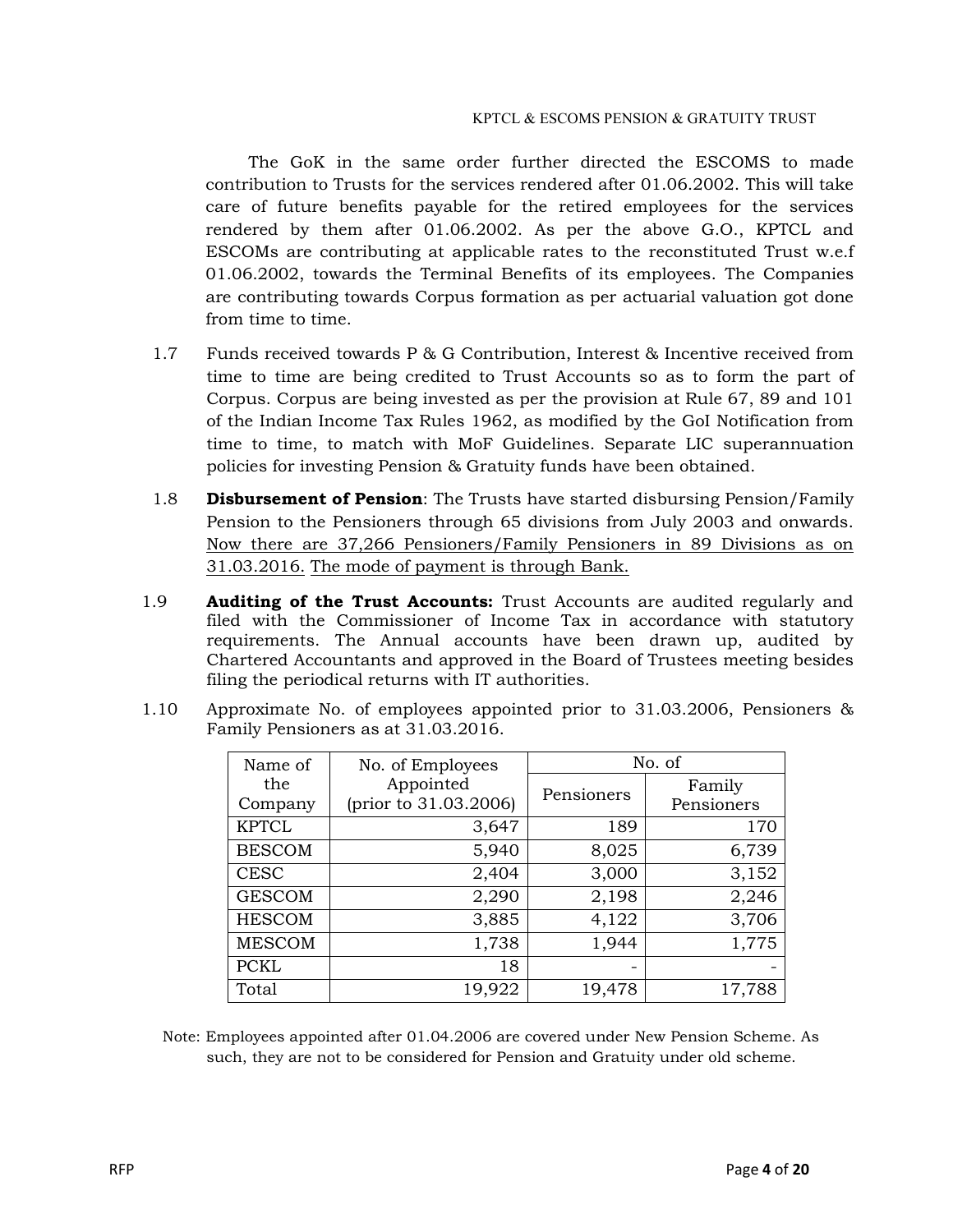The GoK in the same order further directed the ESCOMS to made contribution to Trusts for the services rendered after 01.06.2002. This will take care of future benefits payable for the retired employees for the services rendered by them after 01.06.2002. As per the above G.O., KPTCL and ESCOMs are contributing at applicable rates to the reconstituted Trust w.e.f 01.06.2002, towards the Terminal Benefits of its employees. The Companies are contributing towards Corpus formation as per actuarial valuation got done from time to time.

1.7 Funds received towards P & G Contribution, Interest & Incentive received from time to time are being credited to Trust Accounts so as to form the part of Corpus. Corpus are being invested as per the provision at Rule 67, 89 and 101 of the Indian Income Tax Rules 1962, as modified by the GoI Notification from time to time, to match with MoF Guidelines. Separate LIC superannuation policies for investing Pension & Gratuity funds have been obtained.

1.8 **Disbursement of Pension**: The Trusts have started disbursing Pension/Family Pension to the Pensioners through 65 divisions from July 2003 and onwards. Now there are 37,266 Pensioners/Family Pensioners in 89 Divisions as on 31.03.2016. The mode of payment is through Bank.

1.9 **Auditing of the Trust Accounts:** Trust Accounts are audited regularly and filed with the Commissioner of Income Tax in accordance with statutory requirements. The Annual accounts have been drawn up, audited by Chartered Accountants and approved in the Board of Trustees meeting besides filing the periodical returns with IT authorities.

1.10 Approximate No. of employees appointed prior to 31.03.2006, Pensioners & Family Pensioners as at 31.03.2016.

| Name of the Company | No. of Employees Appointed (prior to 31.03.2006) | No. of | |
|---|---|---|---|
| | | Pensioners | Family Pensioners |
| KPTCL | 3,647 | 189 | 170 |
| BESCOM | 5,940 | 8,025 | 6,739 |
| CESC | 2,404 | 3,000 | 3,152 |
| GESCOM | 2,290 | 2,198 | 2,246 |
| HESCOM | 3,885 | 4,122 | 3,706 |
| MESCOM | 1,738 | 1,944 | 1,775 |
| PCKL | 18 | - | - |
| Total | 19,922 | 19,478 | 17,788 |

Note: Employees appointed after 01.04.2006 are covered under New Pension Scheme. As such, they are not to be considered for Pension and Gratuity under old scheme.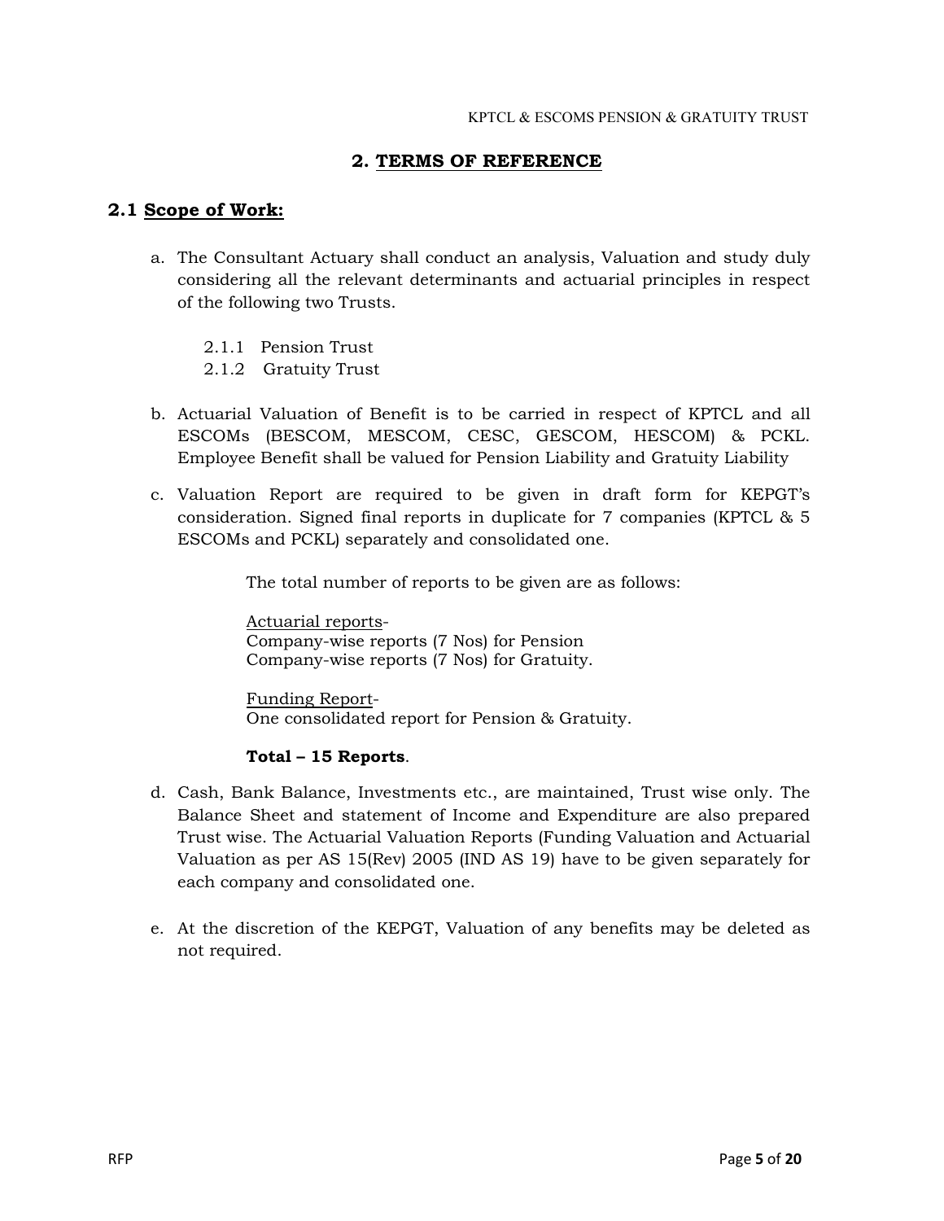## 2. TERMS OF REFERENCE

### 2.1 Scope of Work:

a. The Consultant Actuary shall conduct an analysis, Valuation and study duly considering all the relevant determinants and actuarial principles in respect of the following two Trusts.

   2.1.1 Pension Trust
   2.1.2 Gratuity Trust

b. Actuarial Valuation of Benefit is to be carried in respect of KPTCL and all ESCOMs (BESCOM, MESCOM, CESC, GESCOM, HESCOM) & PCKL. Employee Benefit shall be valued for Pension Liability and Gratuity Liability

c. Valuation Report are required to be given in draft form for KEPGT's consideration. Signed final reports in duplicate for 7 companies (KPTCL & 5 ESCOMs and PCKL) separately and consolidated one.

   The total number of reports to be given are as follows:

   Actuarial reports-
   Company-wise reports (7 Nos) for Pension
   Company-wise reports (7 Nos) for Gratuity.

   Funding Report-
   One consolidated report for Pension & Gratuity.

   **Total – 15 Reports**.

d. Cash, Bank Balance, Investments etc., are maintained, Trust wise only. The Balance Sheet and statement of Income and Expenditure are also prepared Trust wise. The Actuarial Valuation Reports (Funding Valuation and Actuarial Valuation as per AS 15(Rev) 2005 (IND AS 19) have to be given separately for each company and consolidated one.

e. At the discretion of the KEPGT, Valuation of any benefits may be deleted as not required.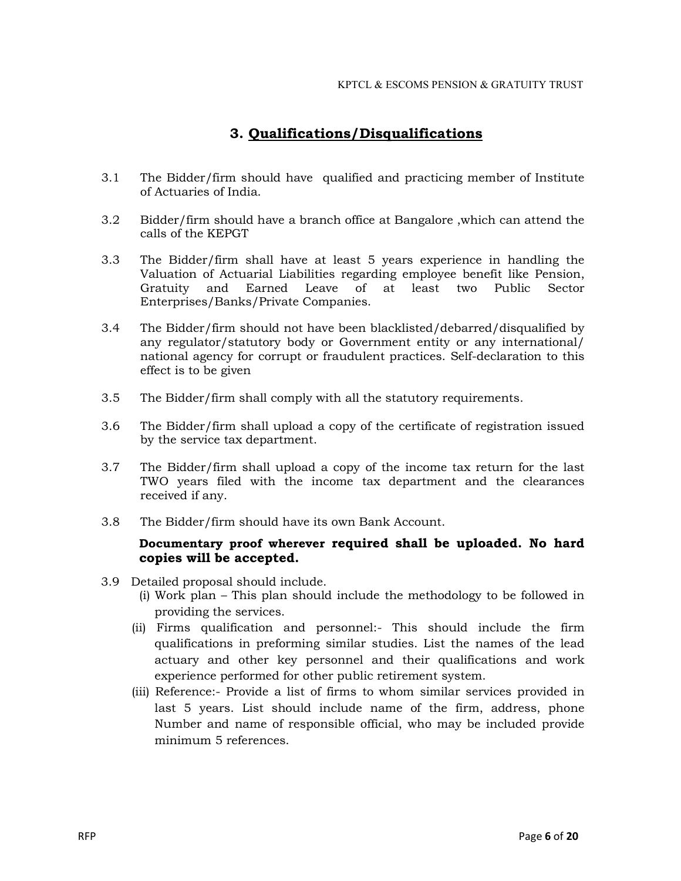## 3. Qualifications/Disqualifications

3.1 The Bidder/firm should have qualified and practicing member of Institute of Actuaries of India.

3.2 Bidder/firm should have a branch office at Bangalore ,which can attend the calls of the KEPGT

3.3 The Bidder/firm shall have at least 5 years experience in handling the Valuation of Actuarial Liabilities regarding employee benefit like Pension, Gratuity and Earned Leave of at least two Public Sector Enterprises/Banks/Private Companies.

3.4 The Bidder/firm should not have been blacklisted/debarred/disqualified by any regulator/statutory body or Government entity or any international/ national agency for corrupt or fraudulent practices. Self-declaration to this effect is to be given

3.5 The Bidder/firm shall comply with all the statutory requirements.

3.6 The Bidder/firm shall upload a copy of the certificate of registration issued by the service tax department.

3.7 The Bidder/firm shall upload a copy of the income tax return for the last TWO years filed with the income tax department and the clearances received if any.

3.8 The Bidder/firm should have its own Bank Account.

**Documentary proof wherever required shall be uploaded. No hard copies will be accepted.**

3.9 Detailed proposal should include.

(i) Work plan – This plan should include the methodology to be followed in providing the services.

(ii) Firms qualification and personnel:- This should include the firm qualifications in preforming similar studies. List the names of the lead actuary and other key personnel and their qualifications and work experience performed for other public retirement system.

(iii) Reference:- Provide a list of firms to whom similar services provided in last 5 years. List should include name of the firm, address, phone Number and name of responsible official, who may be included provide minimum 5 references.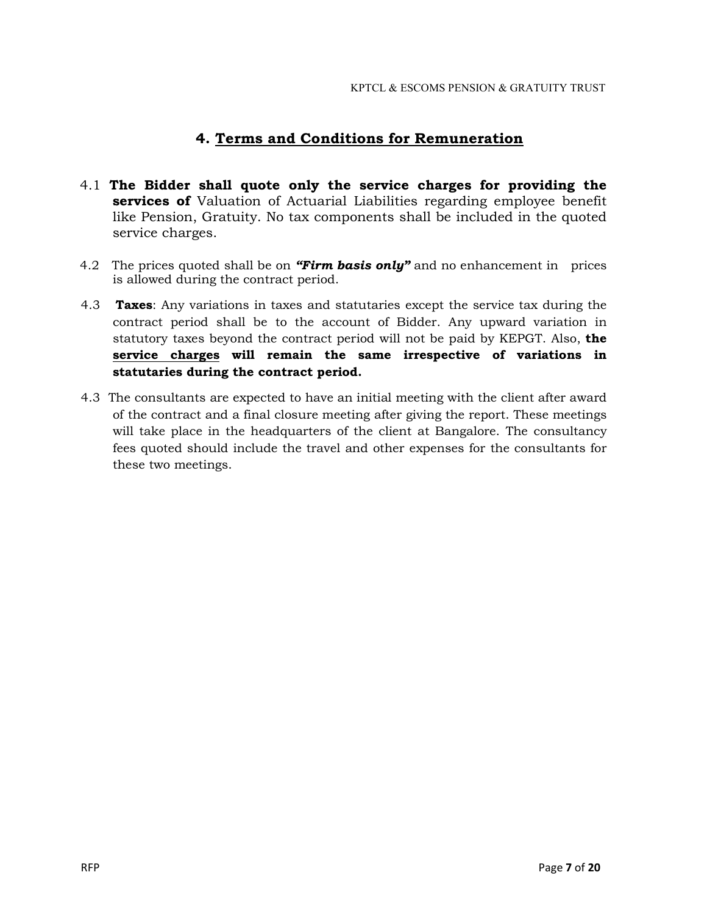## 4. Terms and Conditions for Remuneration

4.1 **The Bidder shall quote only the service charges for providing the services of** Valuation of Actuarial Liabilities regarding employee benefit like Pension, Gratuity. No tax components shall be included in the quoted service charges.

4.2 The prices quoted shall be on ***"Firm basis only"*** and no enhancement in prices is allowed during the contract period.

4.3 **Taxes**: Any variations in taxes and statutaries except the service tax during the contract period shall be to the account of Bidder. Any upward variation in statutory taxes beyond the contract period will not be paid by KEPGT. Also, **the service charges will remain the same irrespective of variations in statutaries during the contract period.**

4.3 The consultants are expected to have an initial meeting with the client after award of the contract and a final closure meeting after giving the report. These meetings will take place in the headquarters of the client at Bangalore. The consultancy fees quoted should include the travel and other expenses for the consultants for these two meetings.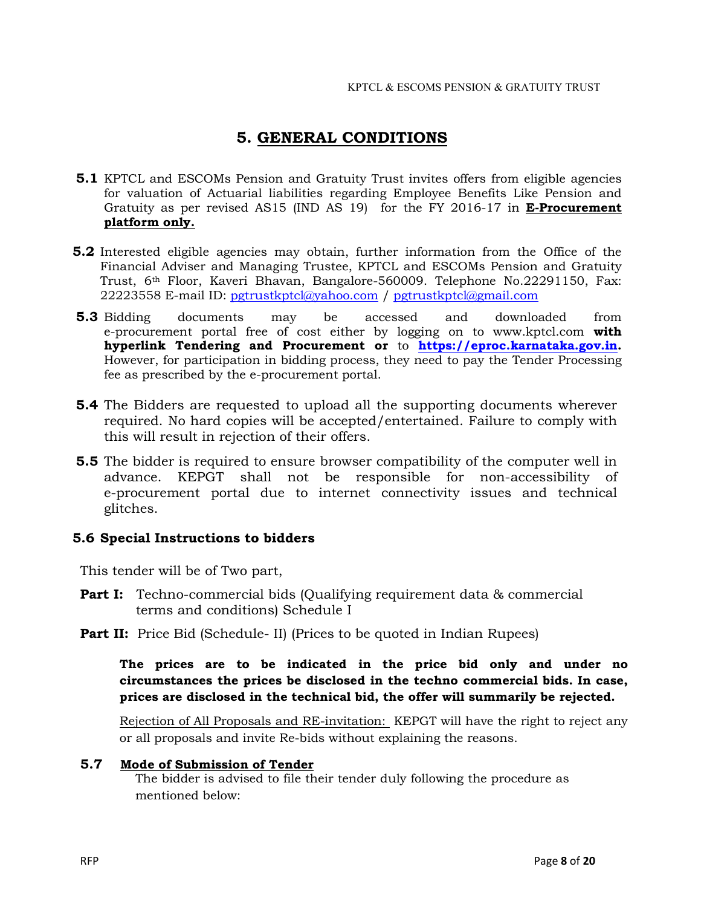# 5. GENERAL CONDITIONS

**5.1** KPTCL and ESCOMs Pension and Gratuity Trust invites offers from eligible agencies for valuation of Actuarial liabilities regarding Employee Benefits Like Pension and Gratuity as per revised AS15 (IND AS 19) for the FY 2016-17 in **E-Procurement platform only.**

**5.2** Interested eligible agencies may obtain, further information from the Office of the Financial Adviser and Managing Trustee, KPTCL and ESCOMs Pension and Gratuity Trust, 6th Floor, Kaveri Bhavan, Bangalore-560009. Telephone No.22291150, Fax: 22223558 E-mail ID: pgtrustkptcl@yahoo.com / pgtrustkptcl@gmail.com

**5.3** Bidding documents may be accessed and downloaded from e-procurement portal free of cost either by logging on to www.kptcl.com **with hyperlink Tendering and Procurement or** to **https://eproc.karnataka.gov.in.** However, for participation in bidding process, they need to pay the Tender Processing fee as prescribed by the e-procurement portal.

**5.4** The Bidders are requested to upload all the supporting documents wherever required. No hard copies will be accepted/entertained. Failure to comply with this will result in rejection of their offers.

**5.5** The bidder is required to ensure browser compatibility of the computer well in advance. KEPGT shall not be responsible for non-accessibility of e-procurement portal due to internet connectivity issues and technical glitches.

### 5.6 Special Instructions to bidders

This tender will be of Two part,

**Part I:** Techno-commercial bids (Qualifying requirement data & commercial terms and conditions) Schedule I

**Part II:** Price Bid (Schedule- II) (Prices to be quoted in Indian Rupees)

**The prices are to be indicated in the price bid only and under no circumstances the prices be disclosed in the techno commercial bids. In case, prices are disclosed in the technical bid, the offer will summarily be rejected.**

Rejection of All Proposals and RE-invitation: KEPGT will have the right to reject any or all proposals and invite Re-bids without explaining the reasons.

### 5.7 Mode of Submission of Tender

The bidder is advised to file their tender duly following the procedure as mentioned below: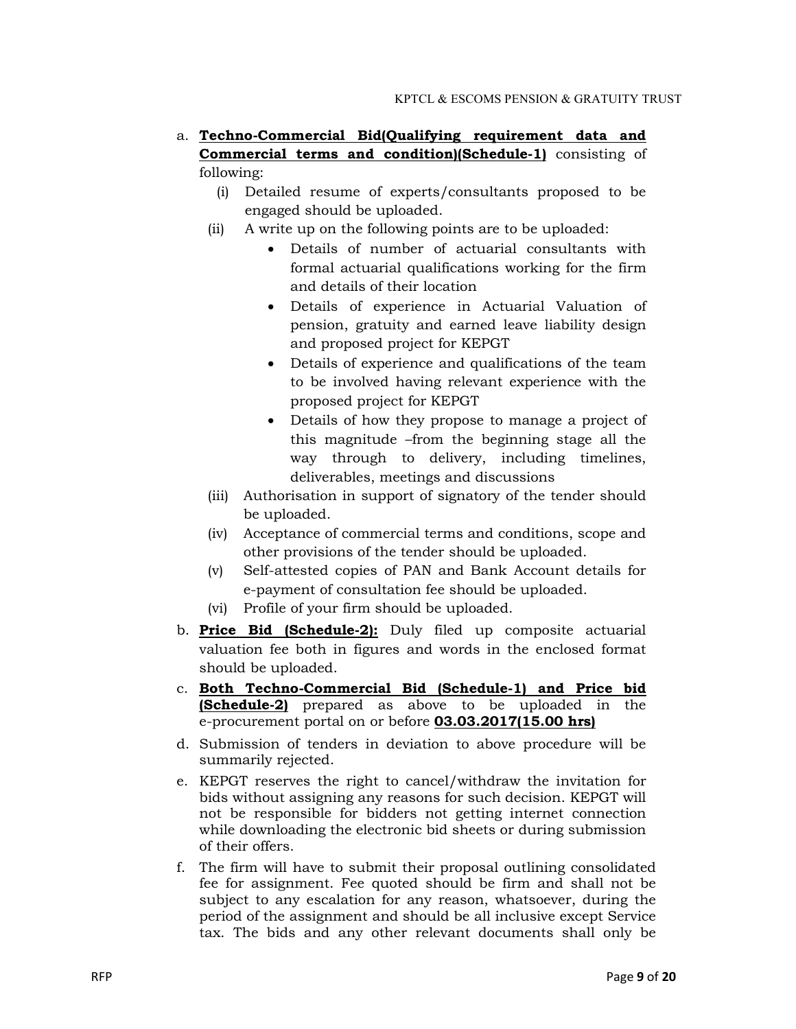a. **Techno-Commercial Bid(Qualifying requirement data and Commercial terms and condition)(Schedule-1)** consisting of following:

   (i) Detailed resume of experts/consultants proposed to be engaged should be uploaded.

   (ii) A write up on the following points are to be uploaded:
   - Details of number of actuarial consultants with formal actuarial qualifications working for the firm and details of their location
   - Details of experience in Actuarial Valuation of pension, gratuity and earned leave liability design and proposed project for KEPGT
   - Details of experience and qualifications of the team to be involved having relevant experience with the proposed project for KEPGT
   - Details of how they propose to manage a project of this magnitude –from the beginning stage all the way through to delivery, including timelines, deliverables, meetings and discussions

   (iii) Authorisation in support of signatory of the tender should be uploaded.

   (iv) Acceptance of commercial terms and conditions, scope and other provisions of the tender should be uploaded.

   (v) Self-attested copies of PAN and Bank Account details for e-payment of consultation fee should be uploaded.

   (vi) Profile of your firm should be uploaded.

b. **Price Bid (Schedule-2):** Duly filed up composite actuarial valuation fee both in figures and words in the enclosed format should be uploaded.

c. **Both Techno-Commercial Bid (Schedule-1) and Price bid (Schedule-2)** prepared as above to be uploaded in the e-procurement portal on or before **03.03.2017(15.00 hrs)**

d. Submission of tenders in deviation to above procedure will be summarily rejected.

e. KEPGT reserves the right to cancel/withdraw the invitation for bids without assigning any reasons for such decision. KEPGT will not be responsible for bidders not getting internet connection while downloading the electronic bid sheets or during submission of their offers.

f. The firm will have to submit their proposal outlining consolidated fee for assignment. Fee quoted should be firm and shall not be subject to any escalation for any reason, whatsoever, during the period of the assignment and should be all inclusive except Service tax. The bids and any other relevant documents shall only be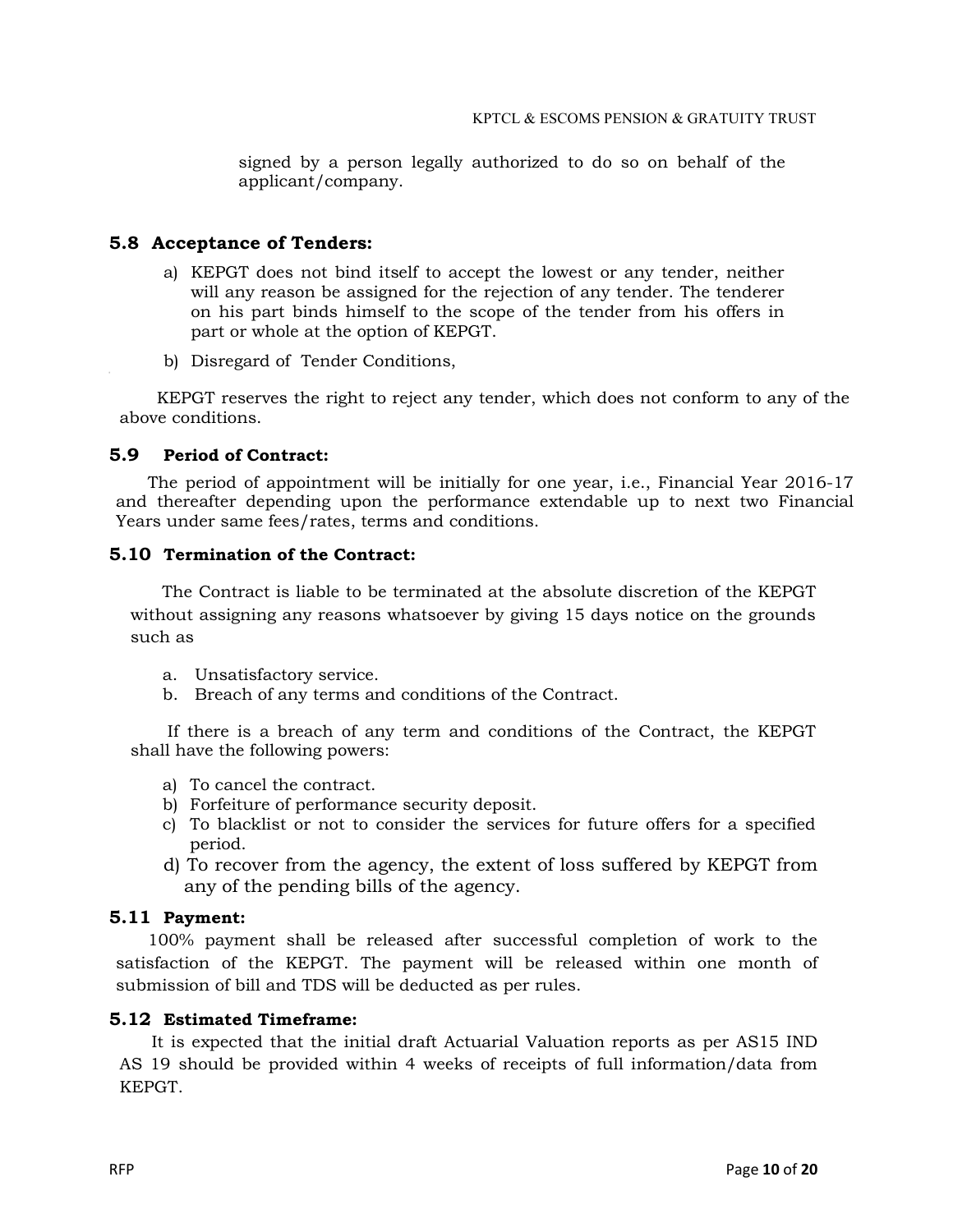signed by a person legally authorized to do so on behalf of the applicant/company.

## 5.8 Acceptance of Tenders:

a) KEPGT does not bind itself to accept the lowest or any tender, neither will any reason be assigned for the rejection of any tender. The tenderer on his part binds himself to the scope of the tender from his offers in part or whole at the option of KEPGT.

b) Disregard of Tender Conditions,

KEPGT reserves the right to reject any tender, which does not conform to any of the above conditions.

## 5.9 Period of Contract:

The period of appointment will be initially for one year, i.e., Financial Year 2016-17 and thereafter depending upon the performance extendable up to next two Financial Years under same fees/rates, terms and conditions.

## 5.10 Termination of the Contract:

The Contract is liable to be terminated at the absolute discretion of the KEPGT without assigning any reasons whatsoever by giving 15 days notice on the grounds such as

a. Unsatisfactory service.
b. Breach of any terms and conditions of the Contract.

If there is a breach of any term and conditions of the Contract, the KEPGT shall have the following powers:

a) To cancel the contract.
b) Forfeiture of performance security deposit.
c) To blacklist or not to consider the services for future offers for a specified period.
d) To recover from the agency, the extent of loss suffered by KEPGT from any of the pending bills of the agency.

## 5.11 Payment:

100% payment shall be released after successful completion of work to the satisfaction of the KEPGT. The payment will be released within one month of submission of bill and TDS will be deducted as per rules.

## 5.12 Estimated Timeframe:

It is expected that the initial draft Actuarial Valuation reports as per AS15 IND AS 19 should be provided within 4 weeks of receipts of full information/data from KEPGT.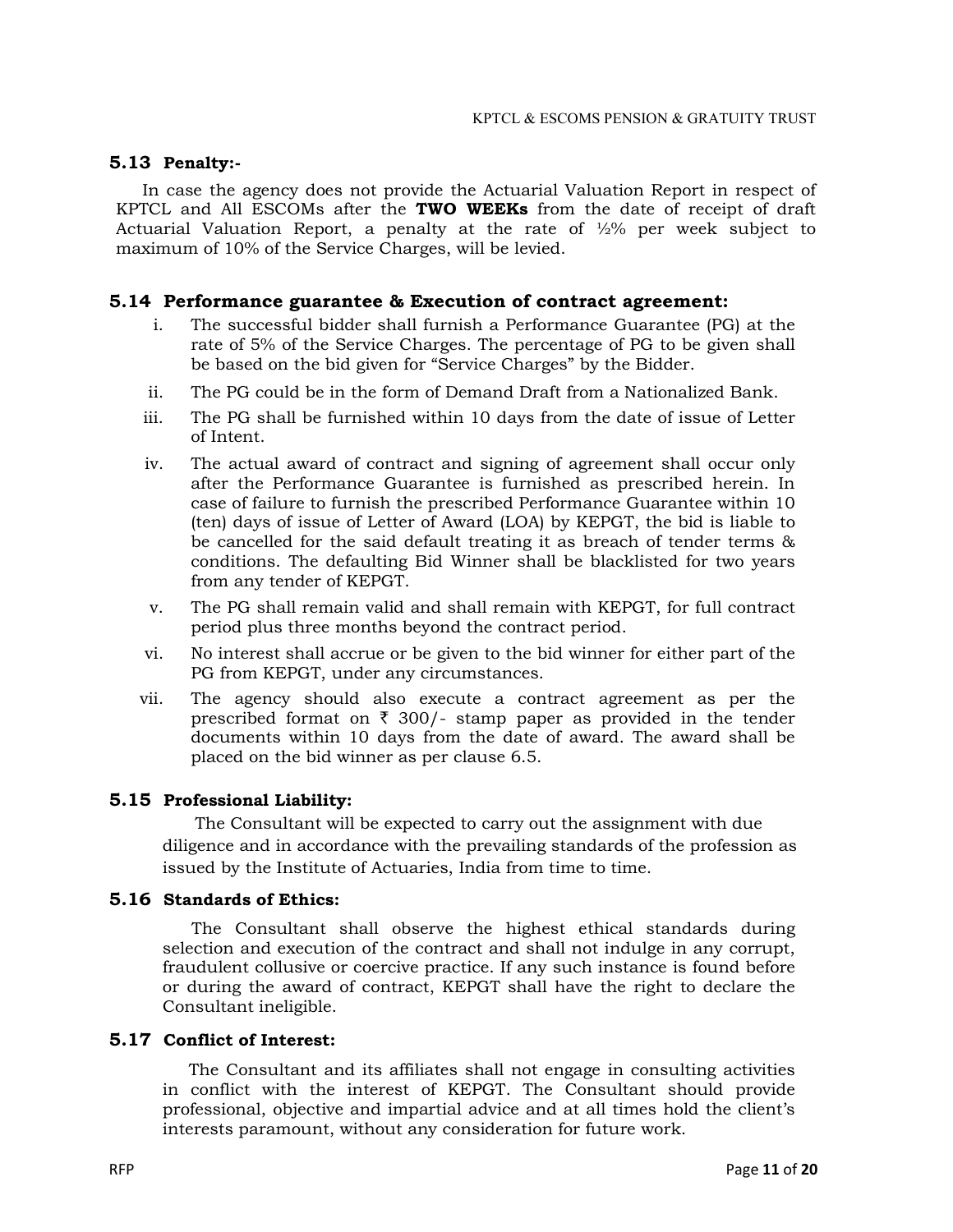### 5.13 Penalty:-

In case the agency does not provide the Actuarial Valuation Report in respect of KPTCL and All ESCOMs after the **TWO WEEKs** from the date of receipt of draft Actuarial Valuation Report, a penalty at the rate of ½% per week subject to maximum of 10% of the Service Charges, will be levied.

### 5.14 Performance guarantee & Execution of contract agreement:

i. The successful bidder shall furnish a Performance Guarantee (PG) at the rate of 5% of the Service Charges. The percentage of PG to be given shall be based on the bid given for "Service Charges" by the Bidder.

ii. The PG could be in the form of Demand Draft from a Nationalized Bank.

iii. The PG shall be furnished within 10 days from the date of issue of Letter of Intent.

iv. The actual award of contract and signing of agreement shall occur only after the Performance Guarantee is furnished as prescribed herein. In case of failure to furnish the prescribed Performance Guarantee within 10 (ten) days of issue of Letter of Award (LOA) by KEPGT, the bid is liable to be cancelled for the said default treating it as breach of tender terms & conditions. The defaulting Bid Winner shall be blacklisted for two years from any tender of KEPGT.

v. The PG shall remain valid and shall remain with KEPGT, for full contract period plus three months beyond the contract period.

vi. No interest shall accrue or be given to the bid winner for either part of the PG from KEPGT, under any circumstances.

vii. The agency should also execute a contract agreement as per the prescribed format on ₹ 300/- stamp paper as provided in the tender documents within 10 days from the date of award. The award shall be placed on the bid winner as per clause 6.5.

### 5.15 Professional Liability:

The Consultant will be expected to carry out the assignment with due diligence and in accordance with the prevailing standards of the profession as issued by the Institute of Actuaries, India from time to time.

### 5.16 Standards of Ethics:

The Consultant shall observe the highest ethical standards during selection and execution of the contract and shall not indulge in any corrupt, fraudulent collusive or coercive practice. If any such instance is found before or during the award of contract, KEPGT shall have the right to declare the Consultant ineligible.

### 5.17 Conflict of Interest:

The Consultant and its affiliates shall not engage in consulting activities in conflict with the interest of KEPGT. The Consultant should provide professional, objective and impartial advice and at all times hold the client's interests paramount, without any consideration for future work.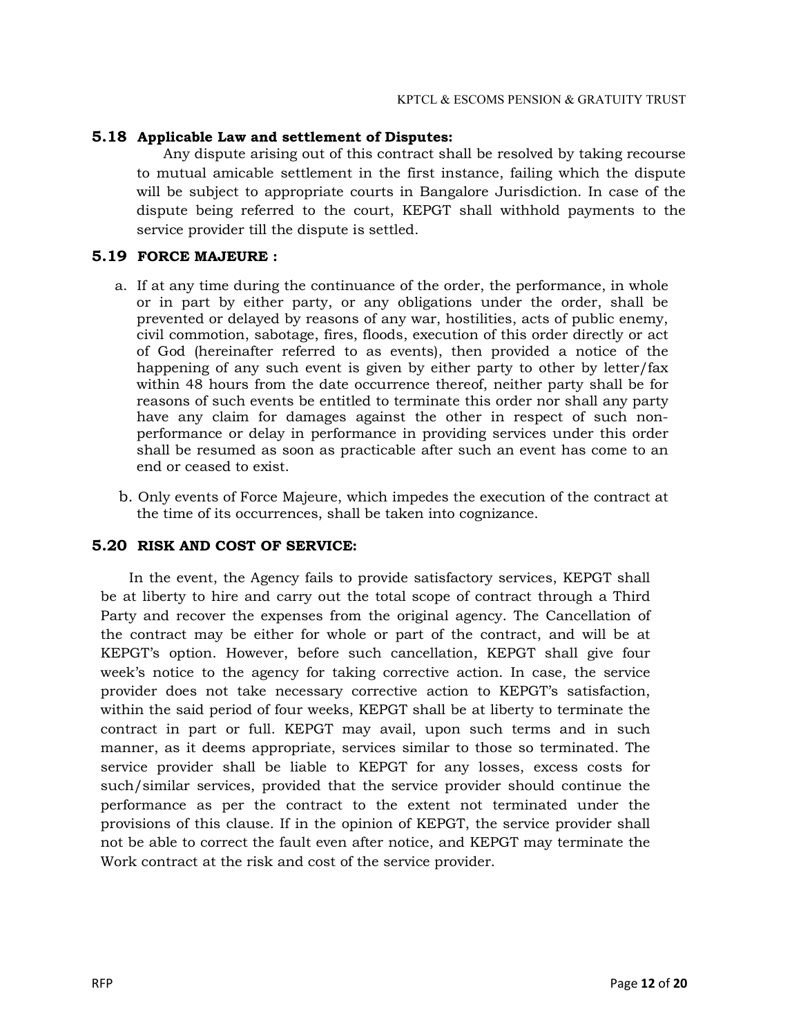### 5.18 Applicable Law and settlement of Disputes:

Any dispute arising out of this contract shall be resolved by taking recourse to mutual amicable settlement in the first instance, failing which the dispute will be subject to appropriate courts in Bangalore Jurisdiction. In case of the dispute being referred to the court, KEPGT shall withhold payments to the service provider till the dispute is settled.

### 5.19 FORCE MAJEURE :

a. If at any time during the continuance of the order, the performance, in whole or in part by either party, or any obligations under the order, shall be prevented or delayed by reasons of any war, hostilities, acts of public enemy, civil commotion, sabotage, fires, floods, execution of this order directly or act of God (hereinafter referred to as events), then provided a notice of the happening of any such event is given by either party to other by letter/fax within 48 hours from the date occurrence thereof, neither party shall be for reasons of such events be entitled to terminate this order nor shall any party have any claim for damages against the other in respect of such non-performance or delay in performance in providing services under this order shall be resumed as soon as practicable after such an event has come to an end or ceased to exist.

b. Only events of Force Majeure, which impedes the execution of the contract at the time of its occurrences, shall be taken into cognizance.

### 5.20 RISK AND COST OF SERVICE:

In the event, the Agency fails to provide satisfactory services, KEPGT shall be at liberty to hire and carry out the total scope of contract through a Third Party and recover the expenses from the original agency. The Cancellation of the contract may be either for whole or part of the contract, and will be at KEPGT's option. However, before such cancellation, KEPGT shall give four week's notice to the agency for taking corrective action. In case, the service provider does not take necessary corrective action to KEPGT's satisfaction, within the said period of four weeks, KEPGT shall be at liberty to terminate the contract in part or full. KEPGT may avail, upon such terms and in such manner, as it deems appropriate, services similar to those so terminated. The service provider shall be liable to KEPGT for any losses, excess costs for such/similar services, provided that the service provider should continue the performance as per the contract to the extent not terminated under the provisions of this clause. If in the opinion of KEPGT, the service provider shall not be able to correct the fault even after notice, and KEPGT may terminate the Work contract at the risk and cost of the service provider.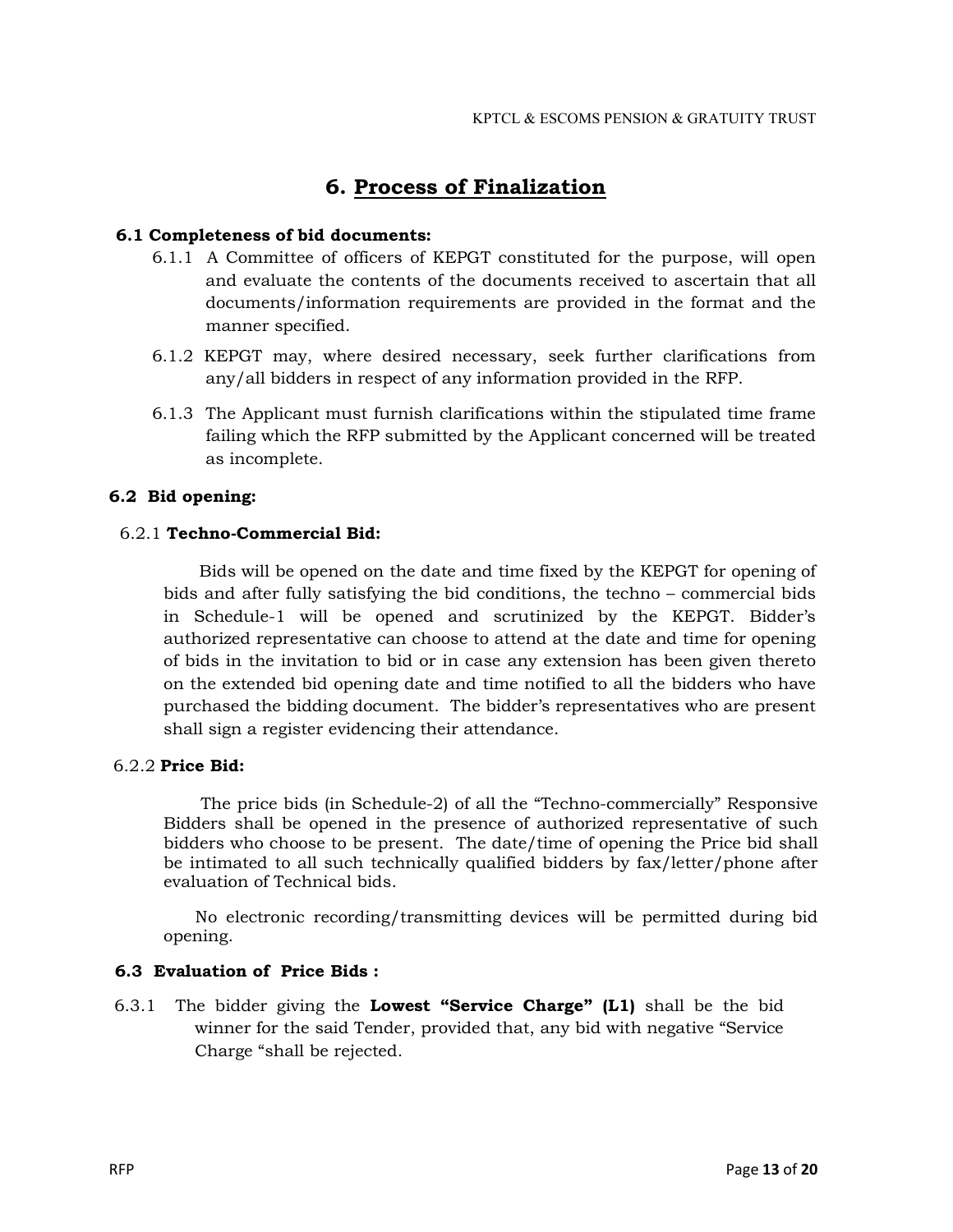## 6. Process of Finalization

### 6.1 Completeness of bid documents:

6.1.1 A Committee of officers of KEPGT constituted for the purpose, will open and evaluate the contents of the documents received to ascertain that all documents/information requirements are provided in the format and the manner specified.

6.1.2 KEPGT may, where desired necessary, seek further clarifications from any/all bidders in respect of any information provided in the RFP.

6.1.3 The Applicant must furnish clarifications within the stipulated time frame failing which the RFP submitted by the Applicant concerned will be treated as incomplete.

### 6.2 Bid opening:

6.2.1 **Techno-Commercial Bid:**

Bids will be opened on the date and time fixed by the KEPGT for opening of bids and after fully satisfying the bid conditions, the techno – commercial bids in Schedule-1 will be opened and scrutinized by the KEPGT. Bidder's authorized representative can choose to attend at the date and time for opening of bids in the invitation to bid or in case any extension has been given thereto on the extended bid opening date and time notified to all the bidders who have purchased the bidding document. The bidder's representatives who are present shall sign a register evidencing their attendance.

6.2.2 **Price Bid:**

The price bids (in Schedule-2) of all the "Techno-commercially" Responsive Bidders shall be opened in the presence of authorized representative of such bidders who choose to be present. The date/time of opening the Price bid shall be intimated to all such technically qualified bidders by fax/letter/phone after evaluation of Technical bids.

No electronic recording/transmitting devices will be permitted during bid opening.

### 6.3 Evaluation of Price Bids :

6.3.1 The bidder giving the **Lowest "Service Charge" (L1)** shall be the bid winner for the said Tender, provided that, any bid with negative "Service Charge "shall be rejected.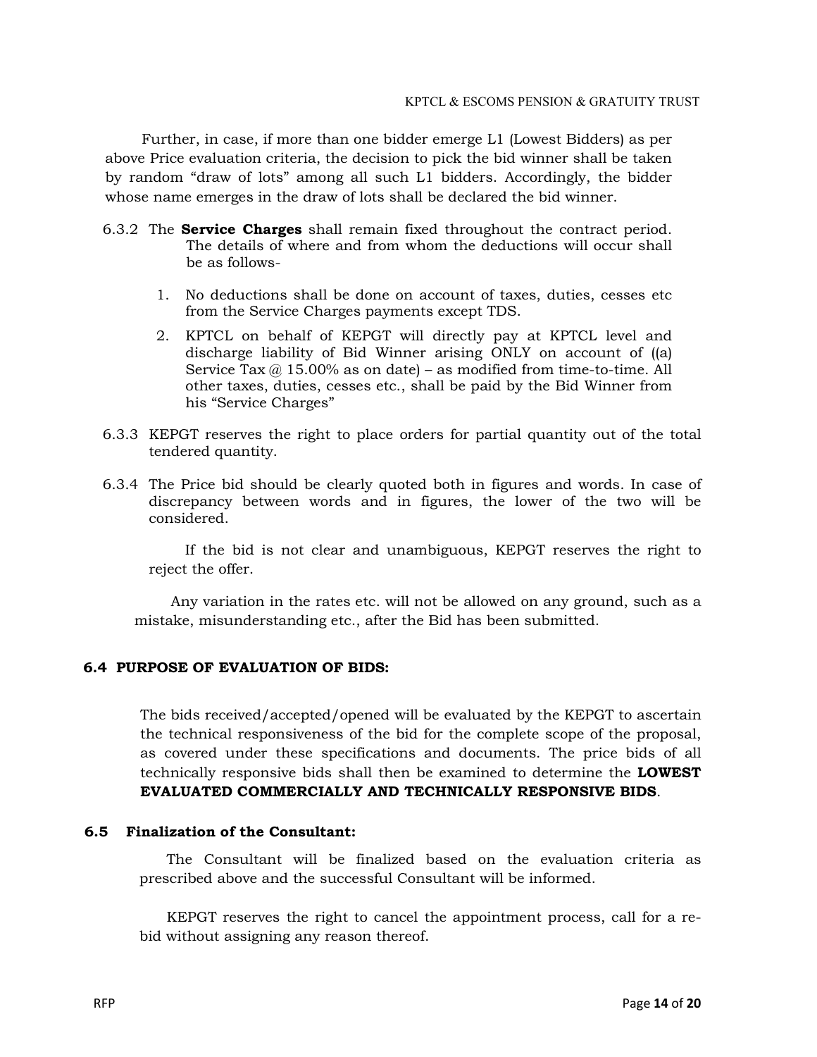Further, in case, if more than one bidder emerge L1 (Lowest Bidders) as per above Price evaluation criteria, the decision to pick the bid winner shall be taken by random "draw of lots" among all such L1 bidders. Accordingly, the bidder whose name emerges in the draw of lots shall be declared the bid winner.

6.3.2 The **Service Charges** shall remain fixed throughout the contract period. The details of where and from whom the deductions will occur shall be as follows-

1. No deductions shall be done on account of taxes, duties, cesses etc from the Service Charges payments except TDS.
2. KPTCL on behalf of KEPGT will directly pay at KPTCL level and discharge liability of Bid Winner arising ONLY on account of ((a) Service Tax @ 15.00% as on date) – as modified from time-to-time. All other taxes, duties, cesses etc., shall be paid by the Bid Winner from his "Service Charges"

6.3.3 KEPGT reserves the right to place orders for partial quantity out of the total tendered quantity.

6.3.4 The Price bid should be clearly quoted both in figures and words. In case of discrepancy between words and in figures, the lower of the two will be considered.

If the bid is not clear and unambiguous, KEPGT reserves the right to reject the offer.

Any variation in the rates etc. will not be allowed on any ground, such as a mistake, misunderstanding etc., after the Bid has been submitted.

## 6.4 PURPOSE OF EVALUATION OF BIDS:

The bids received/accepted/opened will be evaluated by the KEPGT to ascertain the technical responsiveness of the bid for the complete scope of the proposal, as covered under these specifications and documents. The price bids of all technically responsive bids shall then be examined to determine the **LOWEST EVALUATED COMMERCIALLY AND TECHNICALLY RESPONSIVE BIDS**.

## 6.5 Finalization of the Consultant:

The Consultant will be finalized based on the evaluation criteria as prescribed above and the successful Consultant will be informed.

KEPGT reserves the right to cancel the appointment process, call for a re-bid without assigning any reason thereof.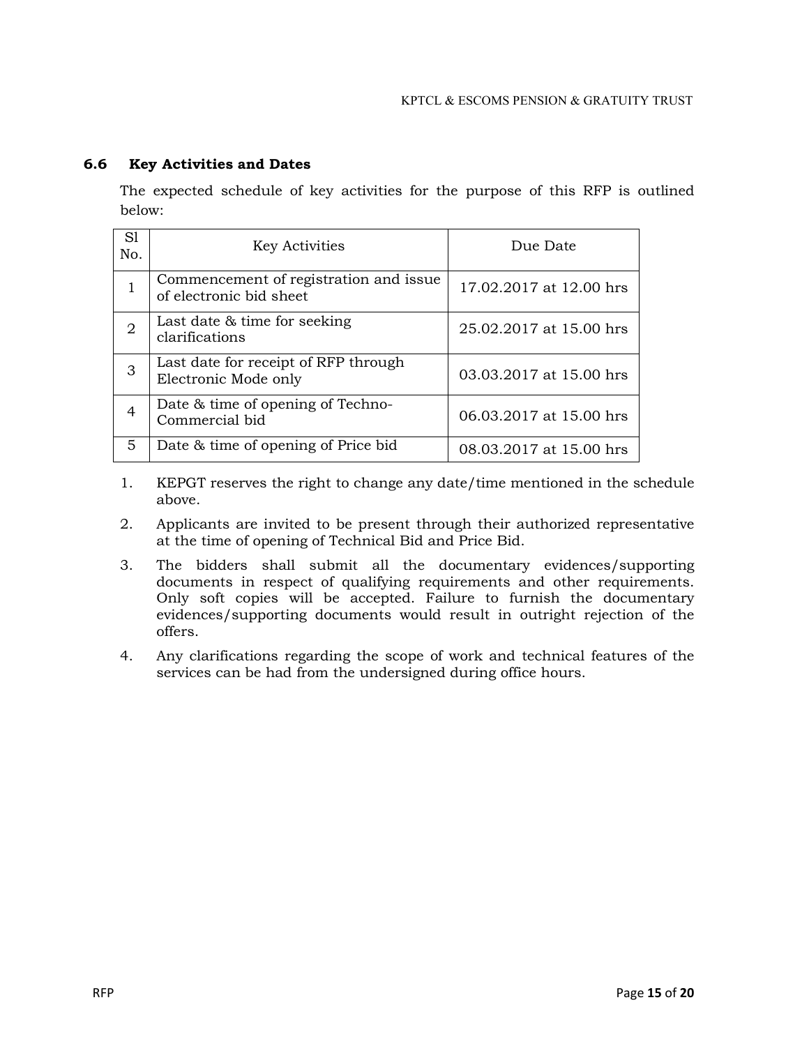### 6.6 Key Activities and Dates

The expected schedule of key activities for the purpose of this RFP is outlined below:

| Sl No. | Key Activities | Due Date |
|---|---|---|
| 1 | Commencement of registration and issue of electronic bid sheet | 17.02.2017 at 12.00 hrs |
| 2 | Last date & time for seeking clarifications | 25.02.2017 at 15.00 hrs |
| 3 | Last date for receipt of RFP through Electronic Mode only | 03.03.2017 at 15.00 hrs |
| 4 | Date & time of opening of Techno-Commercial bid | 06.03.2017 at 15.00 hrs |
| 5 | Date & time of opening of Price bid | 08.03.2017 at 15.00 hrs |

1. KEPGT reserves the right to change any date/time mentioned in the schedule above.
2. Applicants are invited to be present through their authorized representative at the time of opening of Technical Bid and Price Bid.
3. The bidders shall submit all the documentary evidences/supporting documents in respect of qualifying requirements and other requirements. Only soft copies will be accepted. Failure to furnish the documentary evidences/supporting documents would result in outright rejection of the offers.
4. Any clarifications regarding the scope of work and technical features of the services can be had from the undersigned during office hours.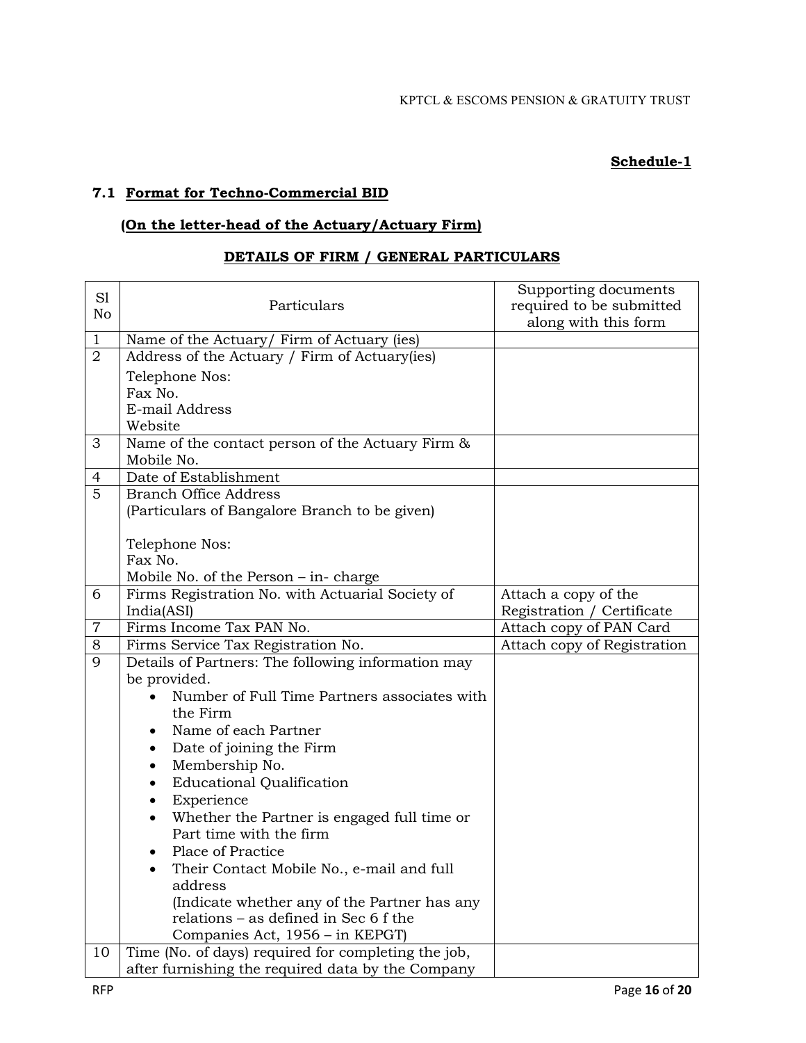**Schedule-1**

## 7.1 Format for Techno-Commercial BID

### (On the letter-head of the Actuary/Actuary Firm)

**DETAILS OF FIRM / GENERAL PARTICULARS**

| Sl No | Particulars | Supporting documents required to be submitted along with this form |
|---|---|---|
| 1 | Name of the Actuary/ Firm of Actuary (ies) | |
| 2 | Address of the Actuary / Firm of Actuary(ies)<br>Telephone Nos:<br>Fax No.<br>E-mail Address<br>Website | |
| 3 | Name of the contact person of the Actuary Firm & Mobile No. | |
| 4 | Date of Establishment | |
| 5 | Branch Office Address<br>(Particulars of Bangalore Branch to be given)<br><br>Telephone Nos:<br>Fax No.<br>Mobile No. of the Person – in- charge | |
| 6 | Firms Registration No. with Actuarial Society of India(ASI) | Attach a copy of the Registration / Certificate |
| 7 | Firms Income Tax PAN No. | Attach copy of PAN Card |
| 8 | Firms Service Tax Registration No. | Attach copy of Registration |
| 9 | Details of Partners: The following information may be provided.<br>• Number of Full Time Partners associates with the Firm<br>• Name of each Partner<br>• Date of joining the Firm<br>• Membership No.<br>• Educational Qualification<br>• Experience<br>• Whether the Partner is engaged full time or Part time with the firm<br>• Place of Practice<br>• Their Contact Mobile No., e-mail and full address<br>(Indicate whether any of the Partner has any relations – as defined in Sec 6 f the Companies Act, 1956 – in KEPGT) | |
| 10 | Time (No. of days) required for completing the job, after furnishing the required data by the Company | |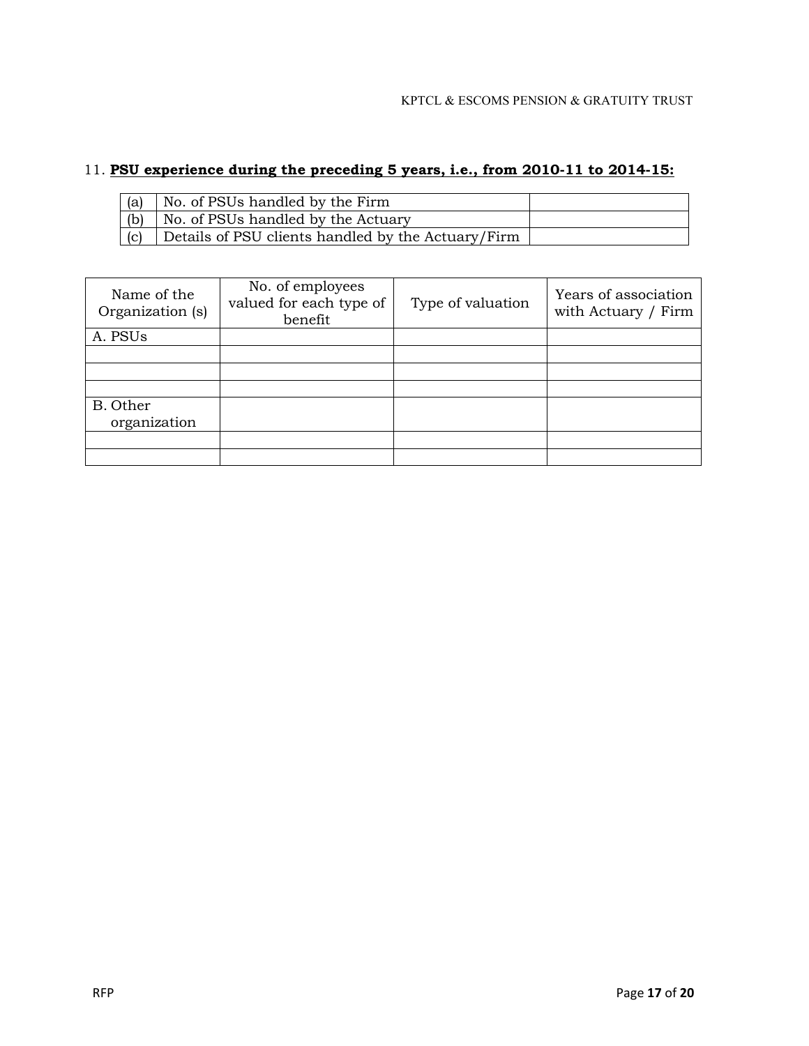11. **<u>PSU experience during the preceding 5 years, i.e., from 2010-11 to 2014-15:</u>**

| | | |
|---|---|---|
| (a) | No. of PSUs handled by the Firm | |
| (b) | No. of PSUs handled by the Actuary | |
| (c) | Details of PSU clients handled by the Actuary/Firm | |

| Name of the Organization (s) | No. of employees valued for each type of benefit | Type of valuation | Years of association with Actuary / Firm |
|---|---|---|---|
| A. PSUs | | | |
| | | | |
| | | | |
| | | | |
| B. Other organization | | | |
| | | | |
| | | | |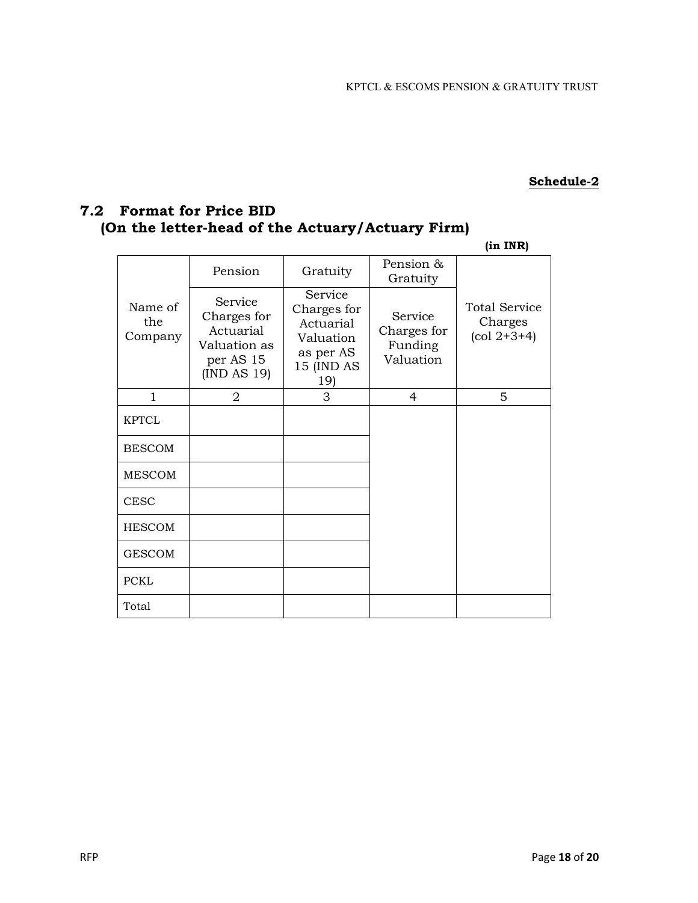**Schedule-2**

## 7.2 Format for Price BID (On the letter-head of the Actuary/Actuary Firm)

**(in INR)**

| Name of the Company | Pension | Gratuity | Pension & Gratuity | Total Service Charges (col 2+3+4) |
|---|---|---|---|---|
| | Service Charges for Actuarial Valuation as per AS 15 (IND AS 19) | Service Charges for Actuarial Valuation as per AS 15 (IND AS 19) | Service Charges for Funding Valuation | |
| 1 | 2 | 3 | 4 | 5 |
| KPTCL | | | | |
| BESCOM | | | | |
| MESCOM | | | | |
| CESC | | | | |
| HESCOM | | | | |
| GESCOM | | | | |
| PCKL | | | | |
| Total | | | | |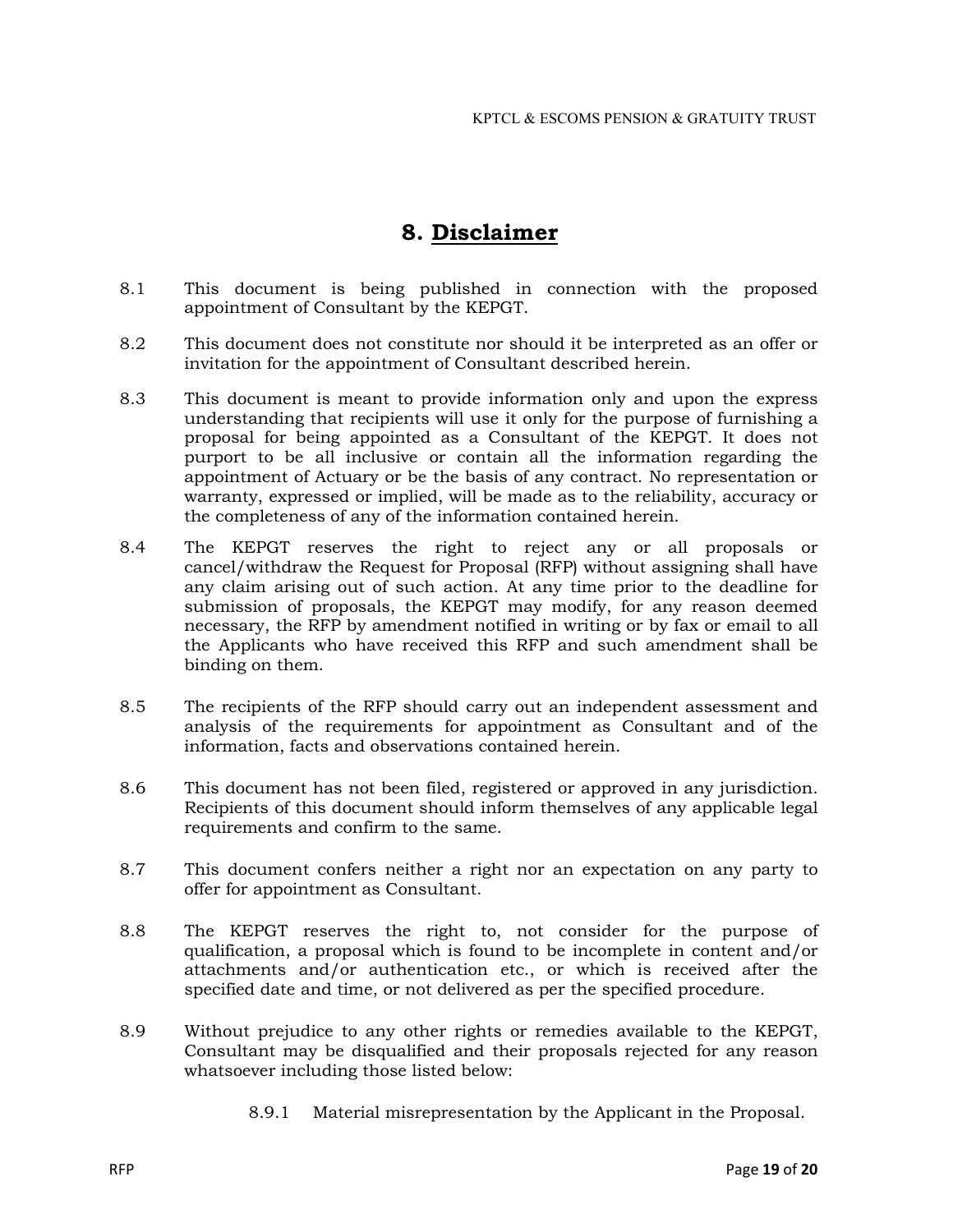# 8. Disclaimer

8.1 This document is being published in connection with the proposed appointment of Consultant by the KEPGT.

8.2 This document does not constitute nor should it be interpreted as an offer or invitation for the appointment of Consultant described herein.

8.3 This document is meant to provide information only and upon the express understanding that recipients will use it only for the purpose of furnishing a proposal for being appointed as a Consultant of the KEPGT. It does not purport to be all inclusive or contain all the information regarding the appointment of Actuary or be the basis of any contract. No representation or warranty, expressed or implied, will be made as to the reliability, accuracy or the completeness of any of the information contained herein.

8.4 The KEPGT reserves the right to reject any or all proposals or cancel/withdraw the Request for Proposal (RFP) without assigning shall have any claim arising out of such action. At any time prior to the deadline for submission of proposals, the KEPGT may modify, for any reason deemed necessary, the RFP by amendment notified in writing or by fax or email to all the Applicants who have received this RFP and such amendment shall be binding on them.

8.5 The recipients of the RFP should carry out an independent assessment and analysis of the requirements for appointment as Consultant and of the information, facts and observations contained herein.

8.6 This document has not been filed, registered or approved in any jurisdiction. Recipients of this document should inform themselves of any applicable legal requirements and confirm to the same.

8.7 This document confers neither a right nor an expectation on any party to offer for appointment as Consultant.

8.8 The KEPGT reserves the right to, not consider for the purpose of qualification, a proposal which is found to be incomplete in content and/or attachments and/or authentication etc., or which is received after the specified date and time, or not delivered as per the specified procedure.

8.9 Without prejudice to any other rights or remedies available to the KEPGT, Consultant may be disqualified and their proposals rejected for any reason whatsoever including those listed below:

8.9.1 Material misrepresentation by the Applicant in the Proposal.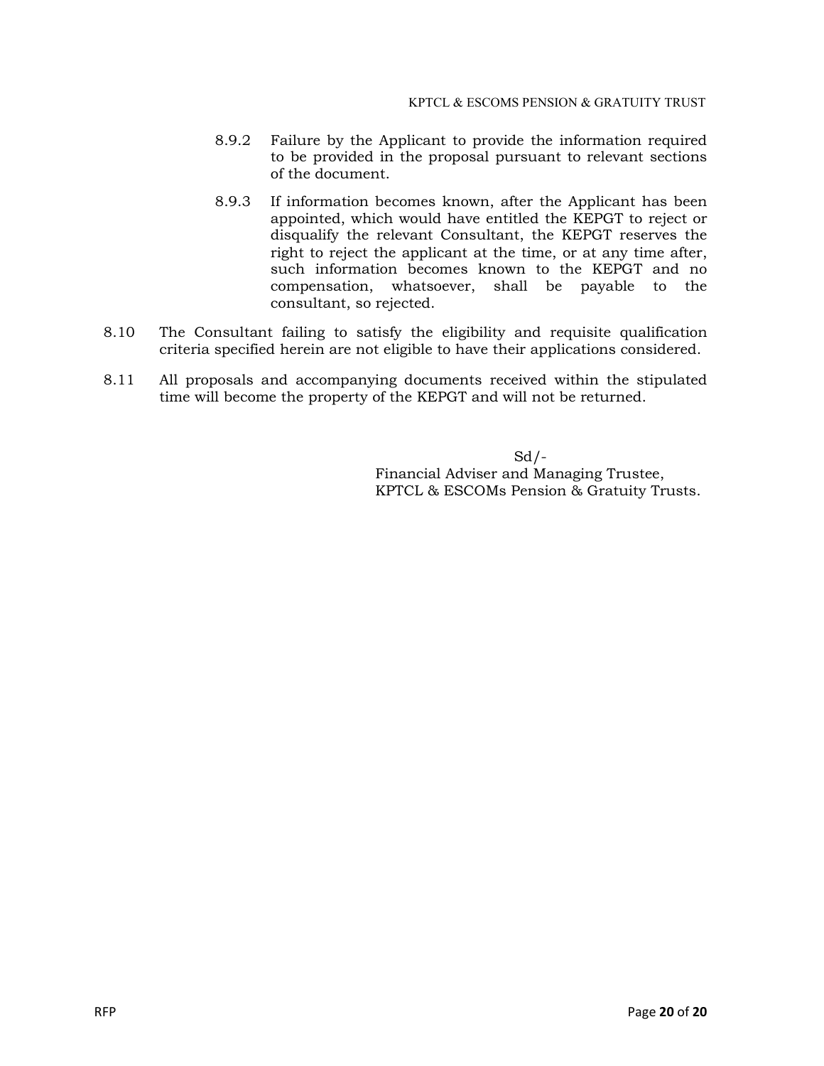8.9.2 Failure by the Applicant to provide the information required to be provided in the proposal pursuant to relevant sections of the document.

8.9.3 If information becomes known, after the Applicant has been appointed, which would have entitled the KEPGT to reject or disqualify the relevant Consultant, the KEPGT reserves the right to reject the applicant at the time, or at any time after, such information becomes known to the KEPGT and no compensation, whatsoever, shall be payable to the consultant, so rejected.

8.10 The Consultant failing to satisfy the eligibility and requisite qualification criteria specified herein are not eligible to have their applications considered.

8.11 All proposals and accompanying documents received within the stipulated time will become the property of the KEPGT and will not be returned.

Sd/-
Financial Adviser and Managing Trustee,
KPTCL & ESCOMs Pension & Gratuity Trusts.